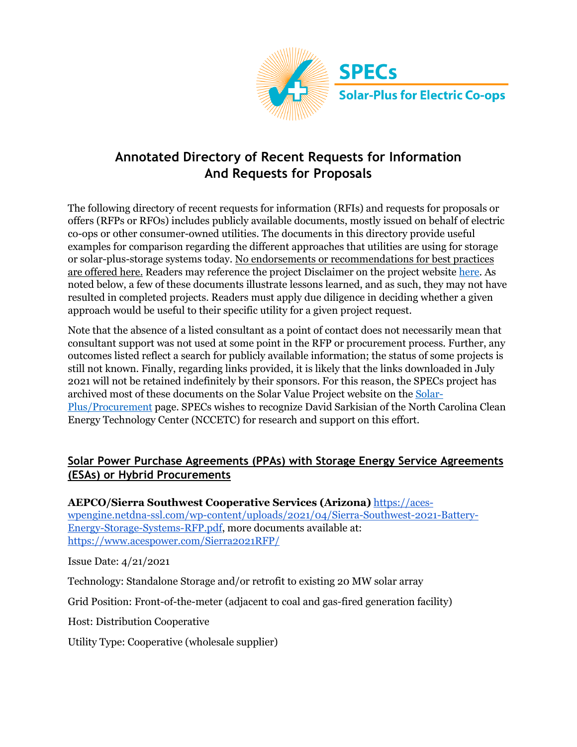SPECs

Solar-Plus for Electric Co-ops

# Annotated Directory of Recent Requests for Information And Requests for Proposals

The following directory of recent requests for information (RFIs) and requests for proposals or offers (RFPs or RFOs) includes publicly available documents, mostly issued on behalf of electric co-ops or other consumer-owned utilities. The documents in this directory provide useful examples for comparison regarding the different approaches that utilities are using for storage or solar-plus-storage systems today. No endorsements or recommendations for best practices are offered here. Readers may reference the project Disclaimer on the project website here. As noted below, a few of these documents illustrate lessons learned, and as such, they may not have resulted in completed projects. Readers must apply due diligence in deciding whether a given approach would be useful to their specific utility for a given project request.

Note that the absence of a listed consultant as a point of contact does not necessarily mean that consultant support was not used at some point in the RFP or procurement process. Further, any outcomes listed reflect a search for publicly available information; the status of some projects is still not known. Finally, regarding links provided, it is likely that the links downloaded in July 2021 will not be retained indefinitely by their sponsors. For this reason, the SPECs project has archived most of these documents on the Solar Value Project website on the Solar-Plus/Procurement page. SPECs wishes to recognize David Sarkisian of the North Carolina Clean Energy Technology Center (NCCETC) for research and support on this effort.

## Solar Power Purchase Agreements (PPAs) with Storage Energy Service Agreements (ESAs) or Hybrid Procurements

**AEPCO/Sierra Southwest Cooperative Services (Arizona)** https://aces-wpengine.netdna-ssl.com/wp-content/uploads/2021/04/Sierra-Southwest-2021-Battery-Energy-Storage-Systems-RFP.pdf, more documents available at: https://www.acespower.com/Sierra2021RFP/

Issue Date: 4/21/2021

Technology: Standalone Storage and/or retrofit to existing 20 MW solar array

Grid Position: Front-of-the-meter (adjacent to coal and gas-fired generation facility)

Host: Distribution Cooperative

Utility Type: Cooperative (wholesale supplier)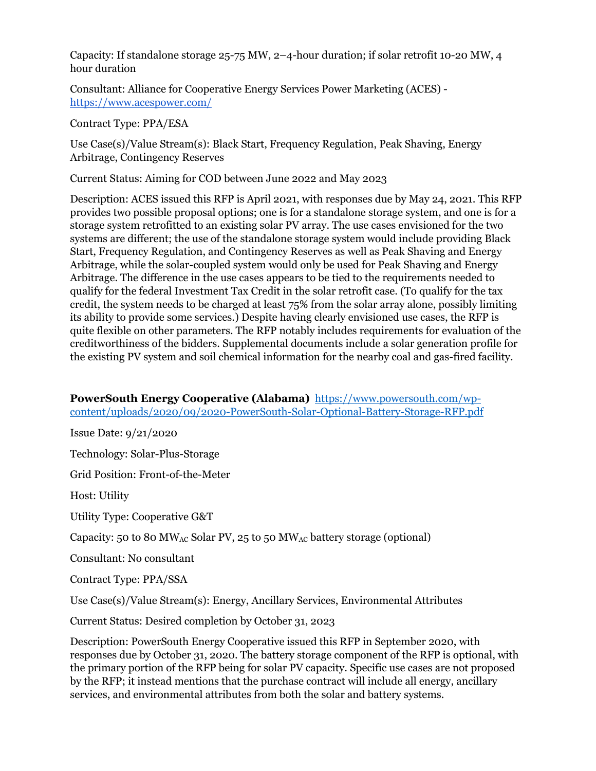Capacity: If standalone storage 25-75 MW, 2–4-hour duration; if solar retrofit 10-20 MW, 4 hour duration

Consultant: Alliance for Cooperative Energy Services Power Marketing (ACES) - https://www.acespower.com/

Contract Type: PPA/ESA

Use Case(s)/Value Stream(s): Black Start, Frequency Regulation, Peak Shaving, Energy Arbitrage, Contingency Reserves

Current Status: Aiming for COD between June 2022 and May 2023

Description: ACES issued this RFP is April 2021, with responses due by May 24, 2021. This RFP provides two possible proposal options; one is for a standalone storage system, and one is for a storage system retrofitted to an existing solar PV array. The use cases envisioned for the two systems are different; the use of the standalone storage system would include providing Black Start, Frequency Regulation, and Contingency Reserves as well as Peak Shaving and Energy Arbitrage, while the solar-coupled system would only be used for Peak Shaving and Energy Arbitrage. The difference in the use cases appears to be tied to the requirements needed to qualify for the federal Investment Tax Credit in the solar retrofit case. (To qualify for the tax credit, the system needs to be charged at least 75% from the solar array alone, possibly limiting its ability to provide some services.) Despite having clearly envisioned use cases, the RFP is quite flexible on other parameters. The RFP notably includes requirements for evaluation of the creditworthiness of the bidders. Supplemental documents include a solar generation profile for the existing PV system and soil chemical information for the nearby coal and gas-fired facility.

**PowerSouth Energy Cooperative (Alabama)** https://www.powersouth.com/wp-content/uploads/2020/09/2020-PowerSouth-Solar-Optional-Battery-Storage-RFP.pdf

Issue Date: 9/21/2020

Technology: Solar-Plus-Storage

Grid Position: Front-of-the-Meter

Host: Utility

Utility Type: Cooperative G&T

Capacity: 50 to 80 $MW_{AC}$ Solar PV, 25 to 50 $MW_{AC}$ battery storage (optional)

Consultant: No consultant

Contract Type: PPA/SSA

Use Case(s)/Value Stream(s): Energy, Ancillary Services, Environmental Attributes

Current Status: Desired completion by October 31, 2023

Description: PowerSouth Energy Cooperative issued this RFP in September 2020, with responses due by October 31, 2020. The battery storage component of the RFP is optional, with the primary portion of the RFP being for solar PV capacity. Specific use cases are not proposed by the RFP; it instead mentions that the purchase contract will include all energy, ancillary services, and environmental attributes from both the solar and battery systems.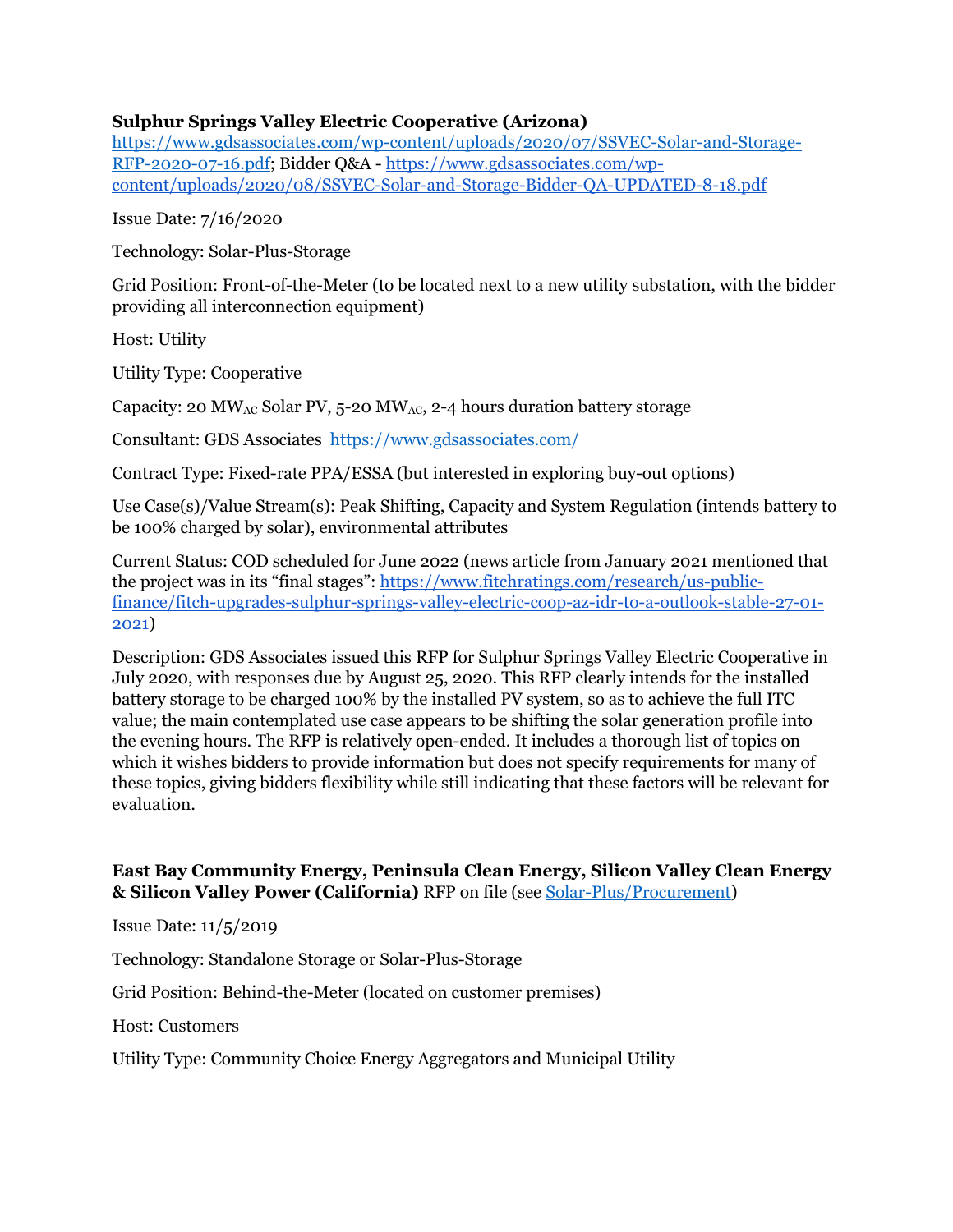**Sulphur Springs Valley Electric Cooperative (Arizona)**
https://www.gdsassociates.com/wp-content/uploads/2020/07/SSVEC-Solar-and-Storage-RFP-2020-07-16.pdf; Bidder Q&A - https://www.gdsassociates.com/wp-content/uploads/2020/08/SSVEC-Solar-and-Storage-Bidder-QA-UPDATED-8-18.pdf

Issue Date: 7/16/2020

Technology: Solar-Plus-Storage

Grid Position: Front-of-the-Meter (to be located next to a new utility substation, with the bidder providing all interconnection equipment)

Host: Utility

Utility Type: Cooperative

Capacity: 20 $MW_{AC}$ Solar PV, 5-20 $MW_{AC}$, 2-4 hours duration battery storage

Consultant: GDS Associates https://www.gdsassociates.com/

Contract Type: Fixed-rate PPA/ESSA (but interested in exploring buy-out options)

Use Case(s)/Value Stream(s): Peak Shifting, Capacity and System Regulation (intends battery to be 100% charged by solar), environmental attributes

Current Status: COD scheduled for June 2022 (news article from January 2021 mentioned that the project was in its "final stages": https://www.fitchratings.com/research/us-public-finance/fitch-upgrades-sulphur-springs-valley-electric-coop-az-idr-to-a-outlook-stable-27-01-2021)

Description: GDS Associates issued this RFP for Sulphur Springs Valley Electric Cooperative in July 2020, with responses due by August 25, 2020. This RFP clearly intends for the installed battery storage to be charged 100% by the installed PV system, so as to achieve the full ITC value; the main contemplated use case appears to be shifting the solar generation profile into the evening hours. The RFP is relatively open-ended. It includes a thorough list of topics on which it wishes bidders to provide information but does not specify requirements for many of these topics, giving bidders flexibility while still indicating that these factors will be relevant for evaluation.

**East Bay Community Energy, Peninsula Clean Energy, Silicon Valley Clean Energy & Silicon Valley Power (California)** RFP on file (see Solar-Plus/Procurement)

Issue Date: 11/5/2019

Technology: Standalone Storage or Solar-Plus-Storage

Grid Position: Behind-the-Meter (located on customer premises)

Host: Customers

Utility Type: Community Choice Energy Aggregators and Municipal Utility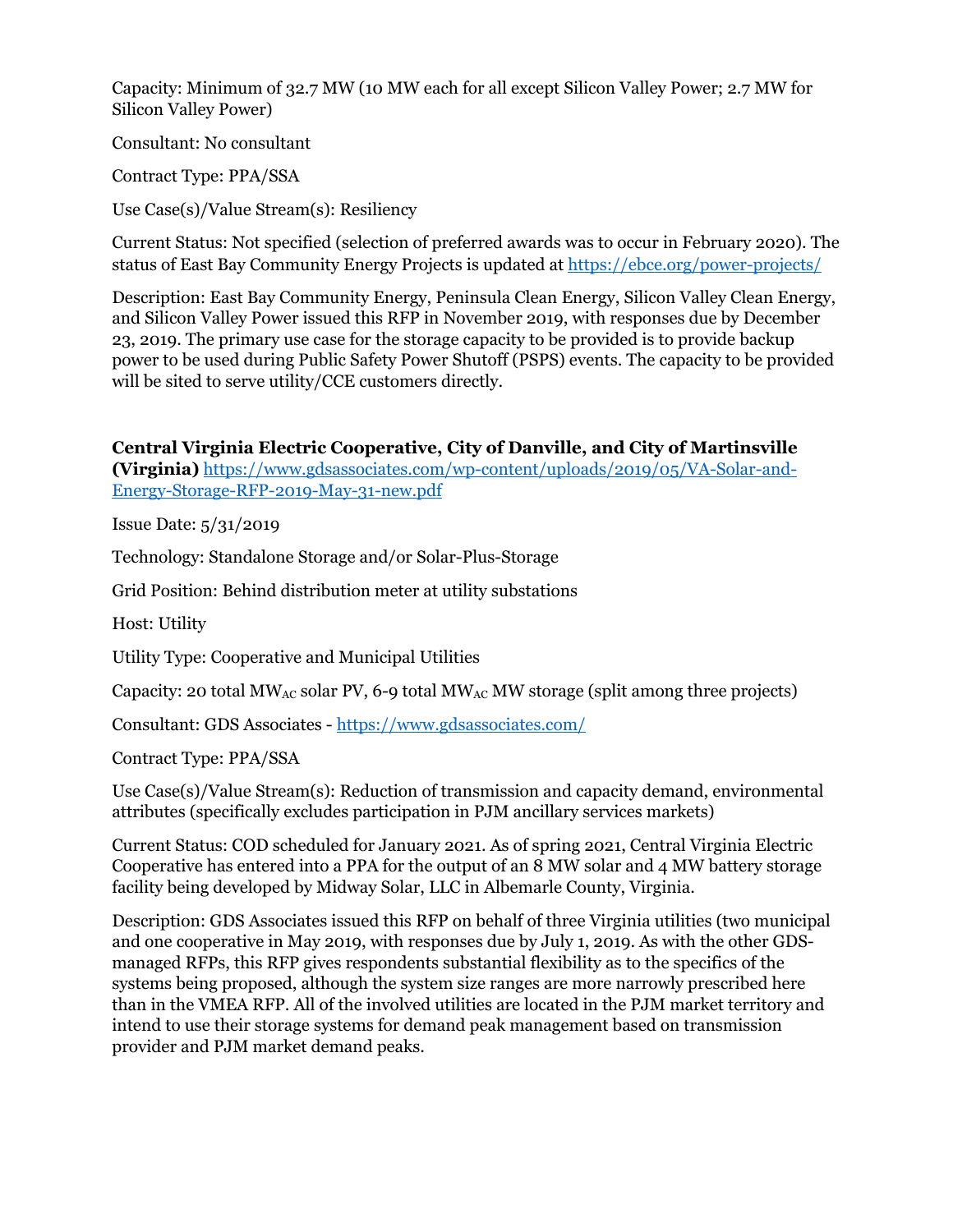Capacity: Minimum of 32.7 MW (10 MW each for all except Silicon Valley Power; 2.7 MW for Silicon Valley Power)

Consultant: No consultant

Contract Type: PPA/SSA

Use Case(s)/Value Stream(s): Resiliency

Current Status: Not specified (selection of preferred awards was to occur in February 2020). The status of East Bay Community Energy Projects is updated at https://ebce.org/power-projects/

Description: East Bay Community Energy, Peninsula Clean Energy, Silicon Valley Clean Energy, and Silicon Valley Power issued this RFP in November 2019, with responses due by December 23, 2019. The primary use case for the storage capacity to be provided is to provide backup power to be used during Public Safety Power Shutoff (PSPS) events. The capacity to be provided will be sited to serve utility/CCE customers directly.

**Central Virginia Electric Cooperative, City of Danville, and City of Martinsville (Virginia)** https://www.gdsassociates.com/wp-content/uploads/2019/05/VA-Solar-and-Energy-Storage-RFP-2019-May-31-new.pdf

Issue Date: 5/31/2019

Technology: Standalone Storage and/or Solar-Plus-Storage

Grid Position: Behind distribution meter at utility substations

Host: Utility

Utility Type: Cooperative and Municipal Utilities

Capacity: 20 total $MW_{AC}$ solar PV, 6-9 total $MW_{AC}$ MW storage (split among three projects)

Consultant: GDS Associates - https://www.gdsassociates.com/

Contract Type: PPA/SSA

Use Case(s)/Value Stream(s): Reduction of transmission and capacity demand, environmental attributes (specifically excludes participation in PJM ancillary services markets)

Current Status: COD scheduled for January 2021. As of spring 2021, Central Virginia Electric Cooperative has entered into a PPA for the output of an 8 MW solar and 4 MW battery storage facility being developed by Midway Solar, LLC in Albemarle County, Virginia.

Description: GDS Associates issued this RFP on behalf of three Virginia utilities (two municipal and one cooperative in May 2019, with responses due by July 1, 2019. As with the other GDS-managed RFPs, this RFP gives respondents substantial flexibility as to the specifics of the systems being proposed, although the system size ranges are more narrowly prescribed here than in the VMEA RFP. All of the involved utilities are located in the PJM market territory and intend to use their storage systems for demand peak management based on transmission provider and PJM market demand peaks.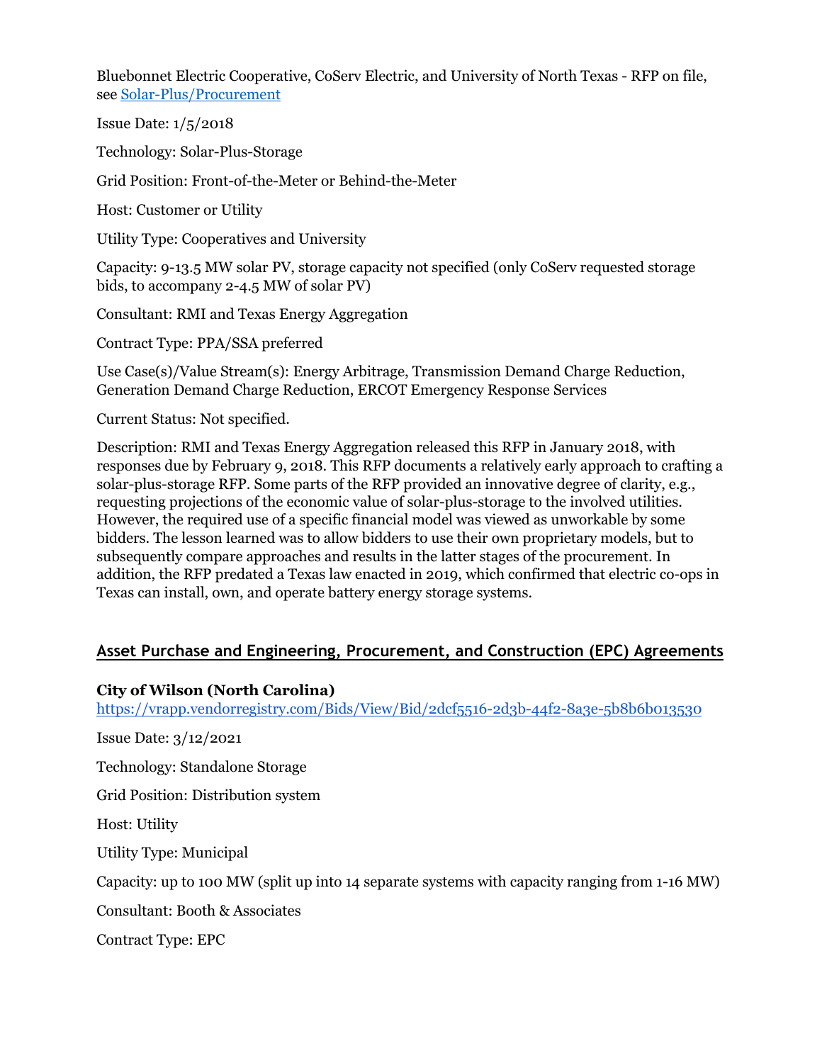Bluebonnet Electric Cooperative, CoServ Electric, and University of North Texas - RFP on file, see [Solar-Plus/Procurement](Solar-Plus/Procurement)

Issue Date: 1/5/2018

Technology: Solar-Plus-Storage

Grid Position: Front-of-the-Meter or Behind-the-Meter

Host: Customer or Utility

Utility Type: Cooperatives and University

Capacity: 9-13.5 MW solar PV, storage capacity not specified (only CoServ requested storage bids, to accompany 2-4.5 MW of solar PV)

Consultant: RMI and Texas Energy Aggregation

Contract Type: PPA/SSA preferred

Use Case(s)/Value Stream(s): Energy Arbitrage, Transmission Demand Charge Reduction, Generation Demand Charge Reduction, ERCOT Emergency Response Services

Current Status: Not specified.

Description: RMI and Texas Energy Aggregation released this RFP in January 2018, with responses due by February 9, 2018. This RFP documents a relatively early approach to crafting a solar-plus-storage RFP. Some parts of the RFP provided an innovative degree of clarity, e.g., requesting projections of the economic value of solar-plus-storage to the involved utilities. However, the required use of a specific financial model was viewed as unworkable by some bidders. The lesson learned was to allow bidders to use their own proprietary models, but to subsequently compare approaches and results in the latter stages of the procurement. In addition, the RFP predated a Texas law enacted in 2019, which confirmed that electric co-ops in Texas can install, own, and operate battery energy storage systems.

## Asset Purchase and Engineering, Procurement, and Construction (EPC) Agreements

**City of Wilson (North Carolina)**
https://vrapp.vendorregistry.com/Bids/View/Bid/2dcf5516-2d3b-44f2-8a3e-5b8b6b013530

Issue Date: 3/12/2021

Technology: Standalone Storage

Grid Position: Distribution system

Host: Utility

Utility Type: Municipal

Capacity: up to 100 MW (split up into 14 separate systems with capacity ranging from 1-16 MW)

Consultant: Booth & Associates

Contract Type: EPC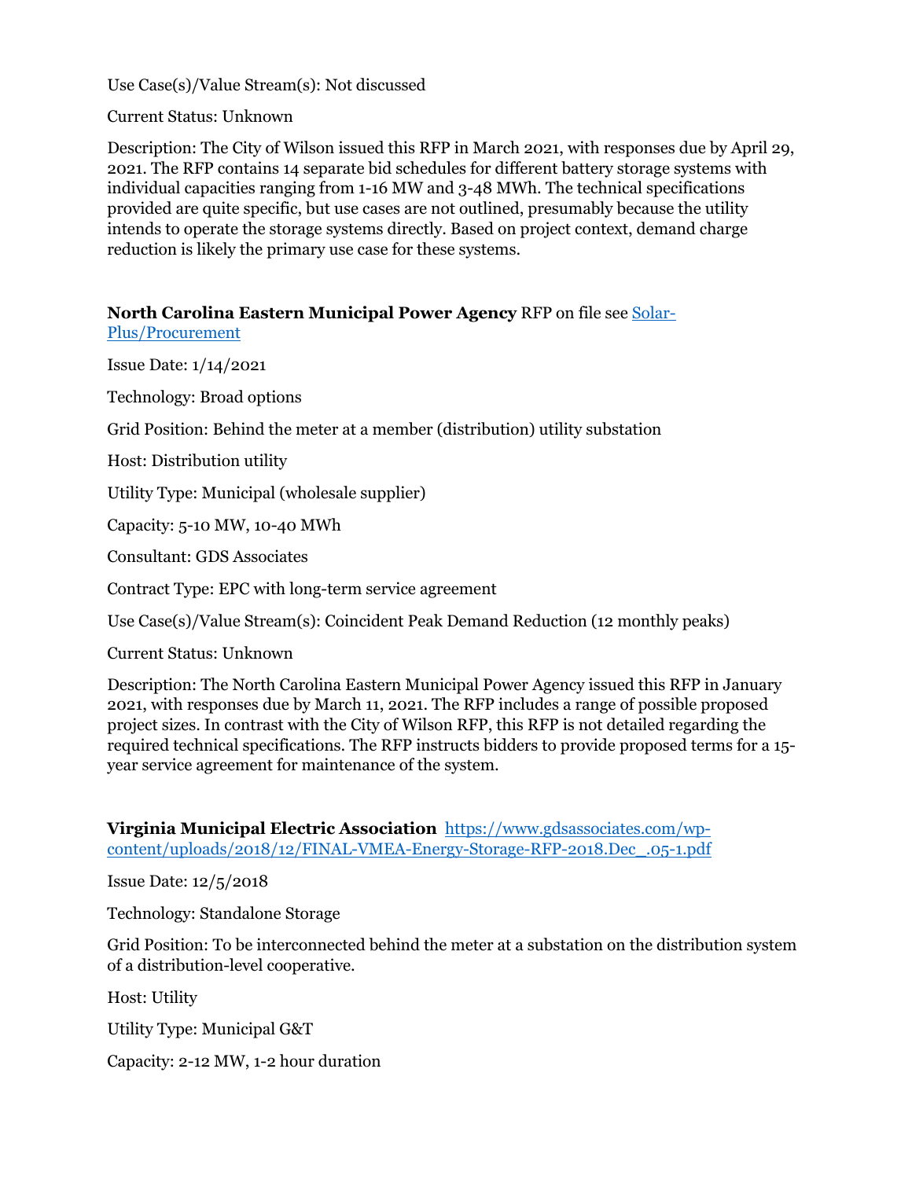Use Case(s)/Value Stream(s): Not discussed

Current Status: Unknown

Description: The City of Wilson issued this RFP in March 2021, with responses due by April 29, 2021. The RFP contains 14 separate bid schedules for different battery storage systems with individual capacities ranging from 1-16 MW and 3-48 MWh. The technical specifications provided are quite specific, but use cases are not outlined, presumably because the utility intends to operate the storage systems directly. Based on project context, demand charge reduction is likely the primary use case for these systems.

**North Carolina Eastern Municipal Power Agency** RFP on file see [Solar-Plus/Procurement]()

Issue Date: 1/14/2021

Technology: Broad options

Grid Position: Behind the meter at a member (distribution) utility substation

Host: Distribution utility

Utility Type: Municipal (wholesale supplier)

Capacity: 5-10 MW, 10-40 MWh

Consultant: GDS Associates

Contract Type: EPC with long-term service agreement

Use Case(s)/Value Stream(s): Coincident Peak Demand Reduction (12 monthly peaks)

Current Status: Unknown

Description: The North Carolina Eastern Municipal Power Agency issued this RFP in January 2021, with responses due by March 11, 2021. The RFP includes a range of possible proposed project sizes. In contrast with the City of Wilson RFP, this RFP is not detailed regarding the required technical specifications. The RFP instructs bidders to provide proposed terms for a 15-year service agreement for maintenance of the system.

**Virginia Municipal Electric Association** [https://www.gdsassociates.com/wp-content/uploads/2018/12/FINAL-VMEA-Energy-Storage-RFP-2018.Dec_.05-1.pdf](https://www.gdsassociates.com/wp-content/uploads/2018/12/FINAL-VMEA-Energy-Storage-RFP-2018.Dec_.05-1.pdf)

Issue Date: 12/5/2018

Technology: Standalone Storage

Grid Position: To be interconnected behind the meter at a substation on the distribution system of a distribution-level cooperative.

Host: Utility

Utility Type: Municipal G&T

Capacity: 2-12 MW, 1-2 hour duration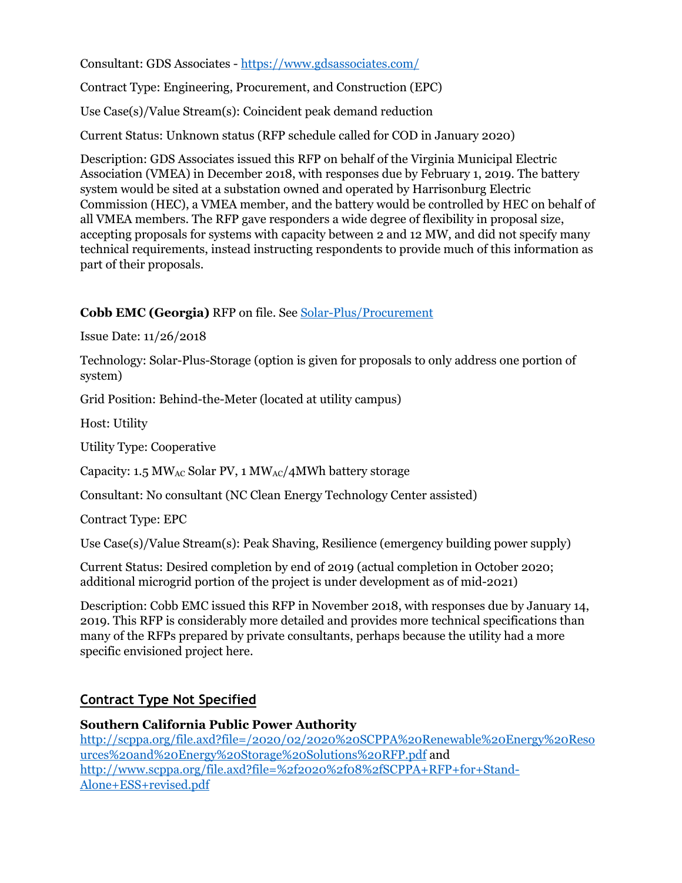Consultant: GDS Associates - [https://www.gdsassociates.com/](https://www.gdsassociates.com/)

Contract Type: Engineering, Procurement, and Construction (EPC)

Use Case(s)/Value Stream(s): Coincident peak demand reduction

Current Status: Unknown status (RFP schedule called for COD in January 2020)

Description: GDS Associates issued this RFP on behalf of the Virginia Municipal Electric Association (VMEA) in December 2018, with responses due by February 1, 2019. The battery system would be sited at a substation owned and operated by Harrisonburg Electric Commission (HEC), a VMEA member, and the battery would be controlled by HEC on behalf of all VMEA members. The RFP gave responders a wide degree of flexibility in proposal size, accepting proposals for systems with capacity between 2 and 12 MW, and did not specify many technical requirements, instead instructing respondents to provide much of this information as part of their proposals.

**Cobb EMC (Georgia)** RFP on file. See [Solar-Plus/Procurement](Solar-Plus/Procurement)

Issue Date: 11/26/2018

Technology: Solar-Plus-Storage (option is given for proposals to only address one portion of system)

Grid Position: Behind-the-Meter (located at utility campus)

Host: Utility

Utility Type: Cooperative

Capacity: 1.5 $MW_{AC}$ Solar PV, 1 $MW_{AC}$/4MWh battery storage

Consultant: No consultant (NC Clean Energy Technology Center assisted)

Contract Type: EPC

Use Case(s)/Value Stream(s): Peak Shaving, Resilience (emergency building power supply)

Current Status: Desired completion by end of 2019 (actual completion in October 2020; additional microgrid portion of the project is under development as of mid-2021)

Description: Cobb EMC issued this RFP in November 2018, with responses due by January 14, 2019. This RFP is considerably more detailed and provides more technical specifications than many of the RFPs prepared by private consultants, perhaps because the utility had a more specific envisioned project here.

## Contract Type Not Specified

**Southern California Public Power Authority**
[http://scppa.org/file.axd?file=/2020/02/2020%20SCPPA%20Renewable%20Energy%20Resources%20and%20Energy%20Storage%20Solutions%20RFP.pdf](http://scppa.org/file.axd?file=/2020/02/2020%20SCPPA%20Renewable%20Energy%20Resources%20and%20Energy%20Storage%20Solutions%20RFP.pdf) and [http://www.scppa.org/file.axd?file=%2f2020%2f08%2fSCPPA+RFP+for+Stand-Alone+ESS+revised.pdf](http://www.scppa.org/file.axd?file=%2f2020%2f08%2fSCPPA+RFP+for+Stand-Alone+ESS+revised.pdf)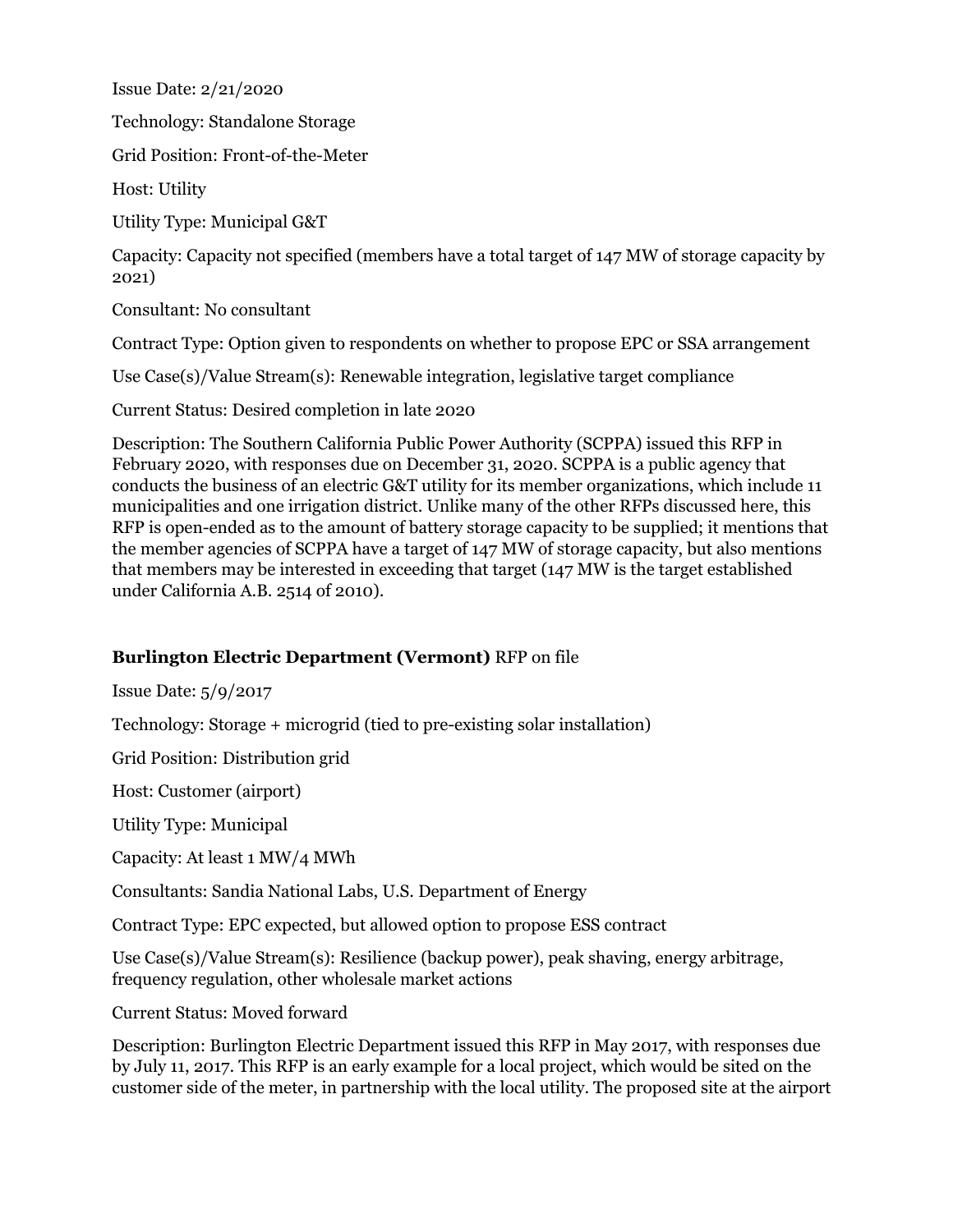Issue Date: 2/21/2020

Technology: Standalone Storage

Grid Position: Front-of-the-Meter

Host: Utility

Utility Type: Municipal G&T

Capacity: Capacity not specified (members have a total target of 147 MW of storage capacity by 2021)

Consultant: No consultant

Contract Type: Option given to respondents on whether to propose EPC or SSA arrangement

Use Case(s)/Value Stream(s): Renewable integration, legislative target compliance

Current Status: Desired completion in late 2020

Description: The Southern California Public Power Authority (SCPPA) issued this RFP in February 2020, with responses due on December 31, 2020. SCPPA is a public agency that conducts the business of an electric G&T utility for its member organizations, which include 11 municipalities and one irrigation district. Unlike many of the other RFPs discussed here, this RFP is open-ended as to the amount of battery storage capacity to be supplied; it mentions that the member agencies of SCPPA have a target of 147 MW of storage capacity, but also mentions that members may be interested in exceeding that target (147 MW is the target established under California A.B. 2514 of 2010).

**Burlington Electric Department (Vermont)** RFP on file

Issue Date: 5/9/2017

Technology: Storage + microgrid (tied to pre-existing solar installation)

Grid Position: Distribution grid

Host: Customer (airport)

Utility Type: Municipal

Capacity: At least 1 MW/4 MWh

Consultants: Sandia National Labs, U.S. Department of Energy

Contract Type: EPC expected, but allowed option to propose ESS contract

Use Case(s)/Value Stream(s): Resilience (backup power), peak shaving, energy arbitrage, frequency regulation, other wholesale market actions

Current Status: Moved forward

Description: Burlington Electric Department issued this RFP in May 2017, with responses due by July 11, 2017. This RFP is an early example for a local project, which would be sited on the customer side of the meter, in partnership with the local utility. The proposed site at the airport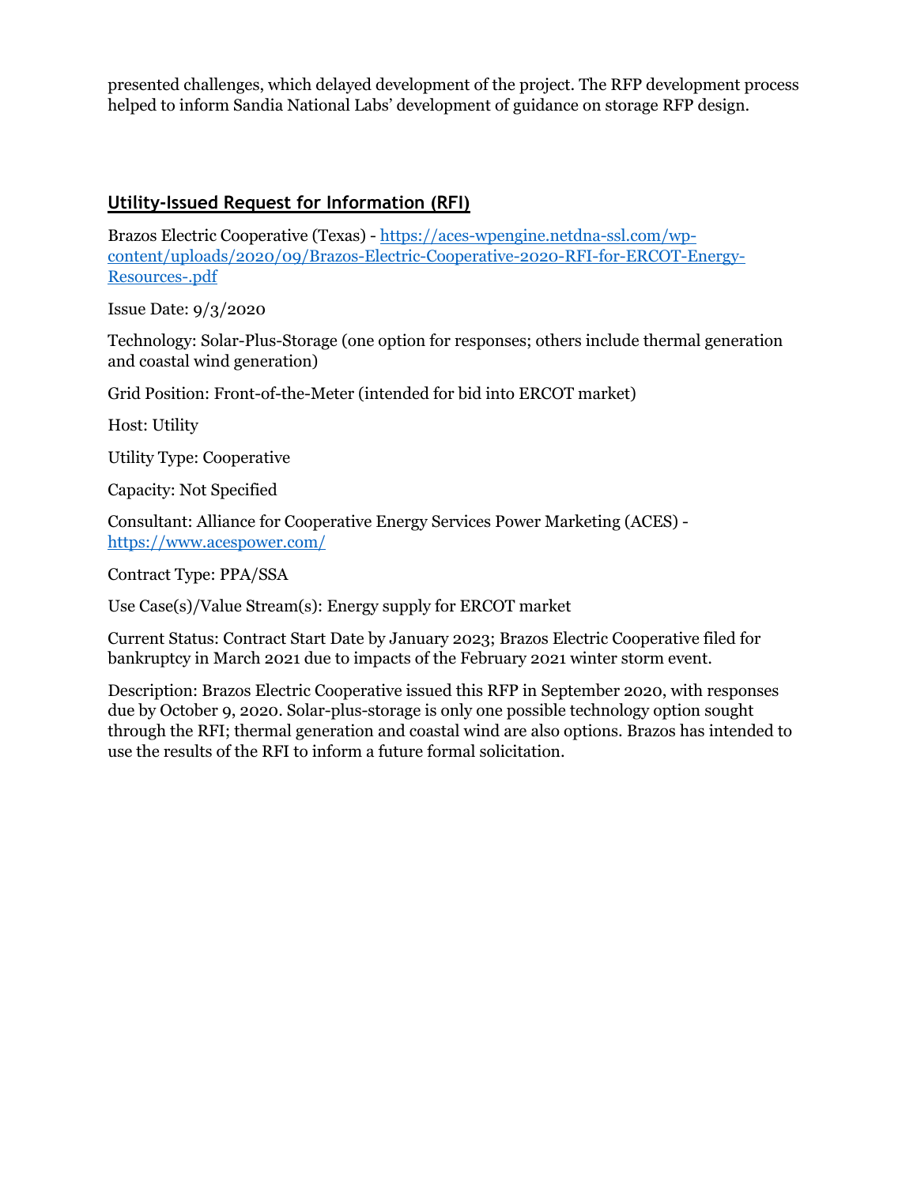presented challenges, which delayed development of the project. The RFP development process helped to inform Sandia National Labs' development of guidance on storage RFP design.

## Utility-Issued Request for Information (RFI)

Brazos Electric Cooperative (Texas) - https://aces-wpengine.netdna-ssl.com/wp-content/uploads/2020/09/Brazos-Electric-Cooperative-2020-RFI-for-ERCOT-Energy-Resources-.pdf

Issue Date: 9/3/2020

Technology: Solar-Plus-Storage (one option for responses; others include thermal generation and coastal wind generation)

Grid Position: Front-of-the-Meter (intended for bid into ERCOT market)

Host: Utility

Utility Type: Cooperative

Capacity: Not Specified

Consultant: Alliance for Cooperative Energy Services Power Marketing (ACES) - https://www.acespower.com/

Contract Type: PPA/SSA

Use Case(s)/Value Stream(s): Energy supply for ERCOT market

Current Status: Contract Start Date by January 2023; Brazos Electric Cooperative filed for bankruptcy in March 2021 due to impacts of the February 2021 winter storm event.

Description: Brazos Electric Cooperative issued this RFP in September 2020, with responses due by October 9, 2020. Solar-plus-storage is only one possible technology option sought through the RFI; thermal generation and coastal wind are also options. Brazos has intended to use the results of the RFI to inform a future formal solicitation.